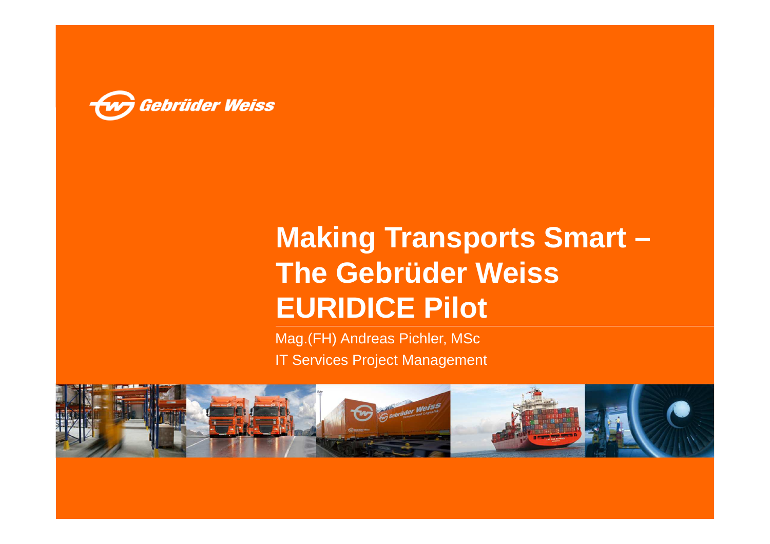Gebrüder Weiss

# Making Transports Smart – The Gebrüder Weiss EURIDICE Pilot

Mag.(FH) Andreas Pichler, MSc

IT Services Project Management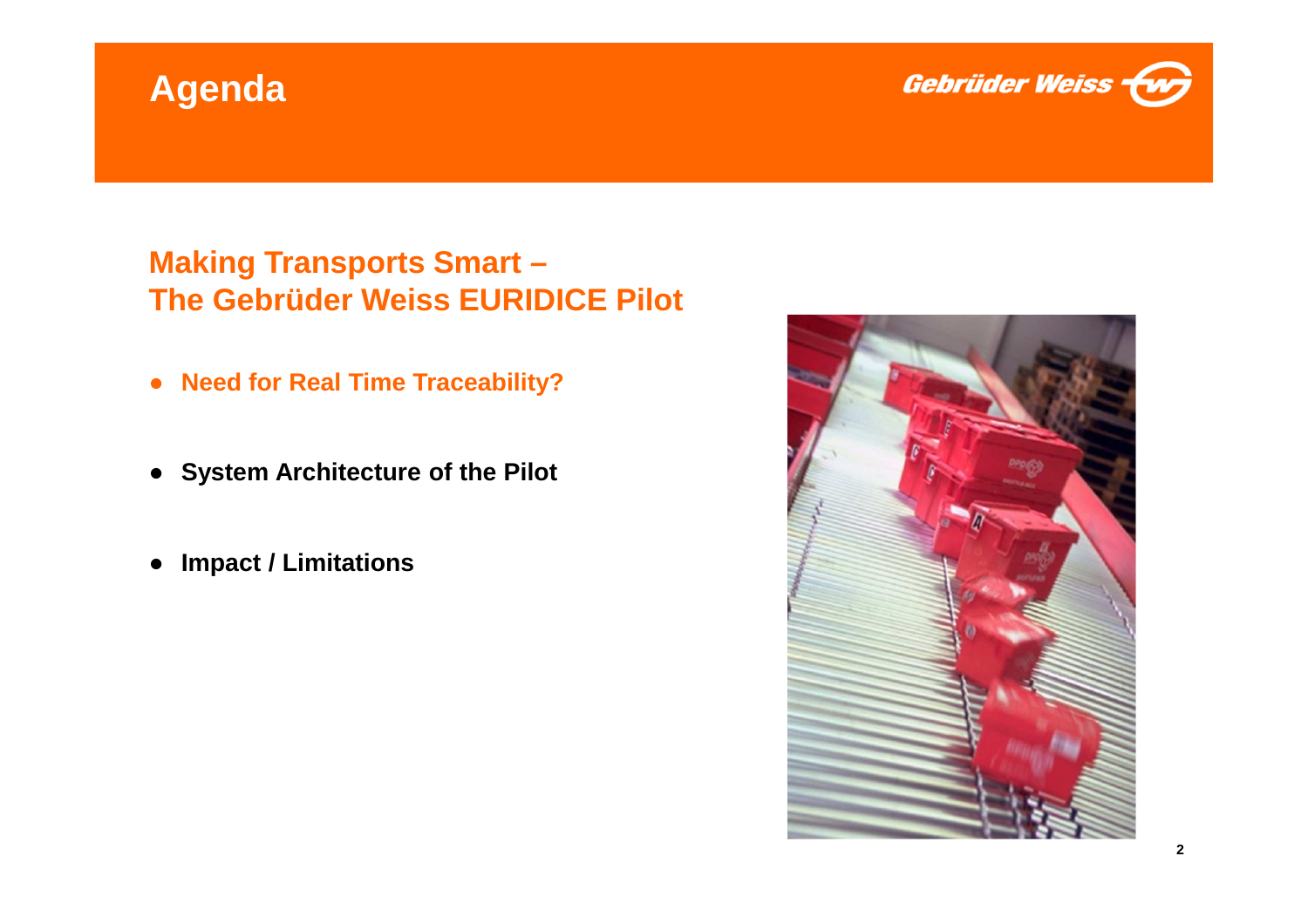# Agenda

## Making Transports Smart –
## The Gebrüder Weiss EURIDICE Pilot

- **Need for Real Time Traceability?**
- **System Architecture of the Pilot**
- **Impact / Limitations**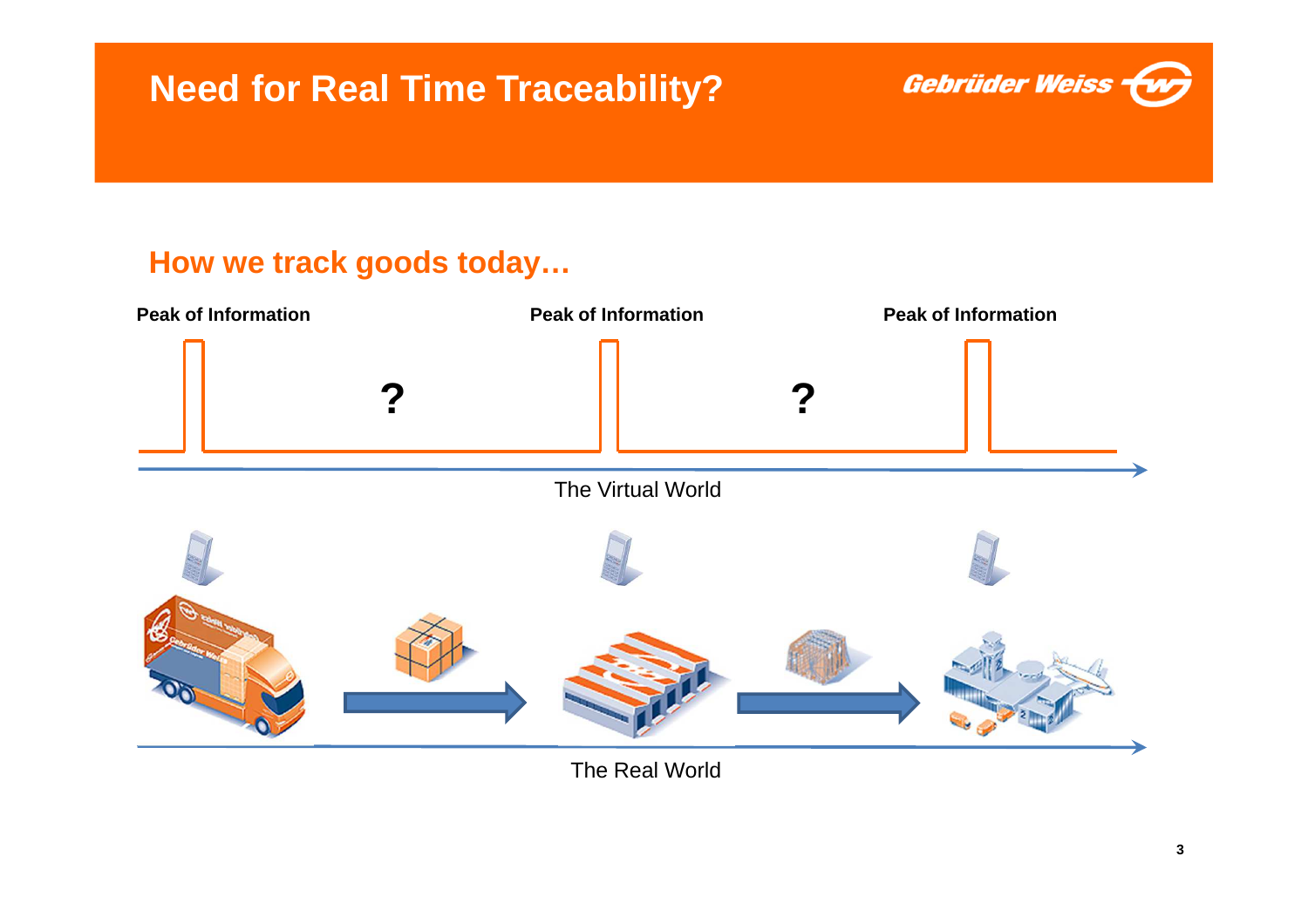# Need for Real Time Traceability?

## How we track goods today…

Peak of Information

?

Peak of Information

?

Peak of Information

The Virtual World

The Real World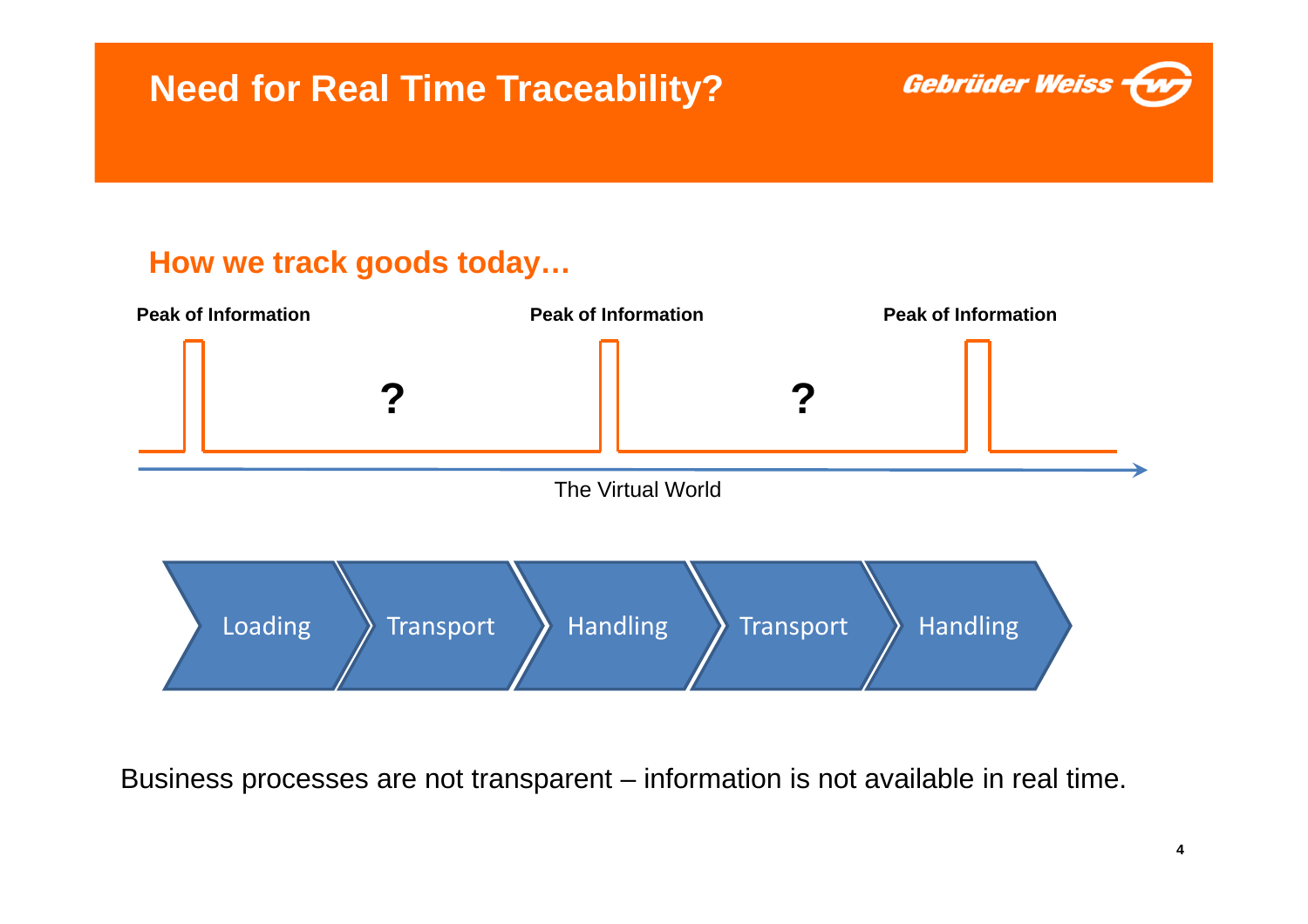# Need for Real Time Traceability?

## How we track goods today…

Peak of Information | Peak of Information | Peak of Information

?  ?

The Virtual World

Loading → Transport → Handling → Transport → Handling

Business processes are not transparent – information is not available in real time.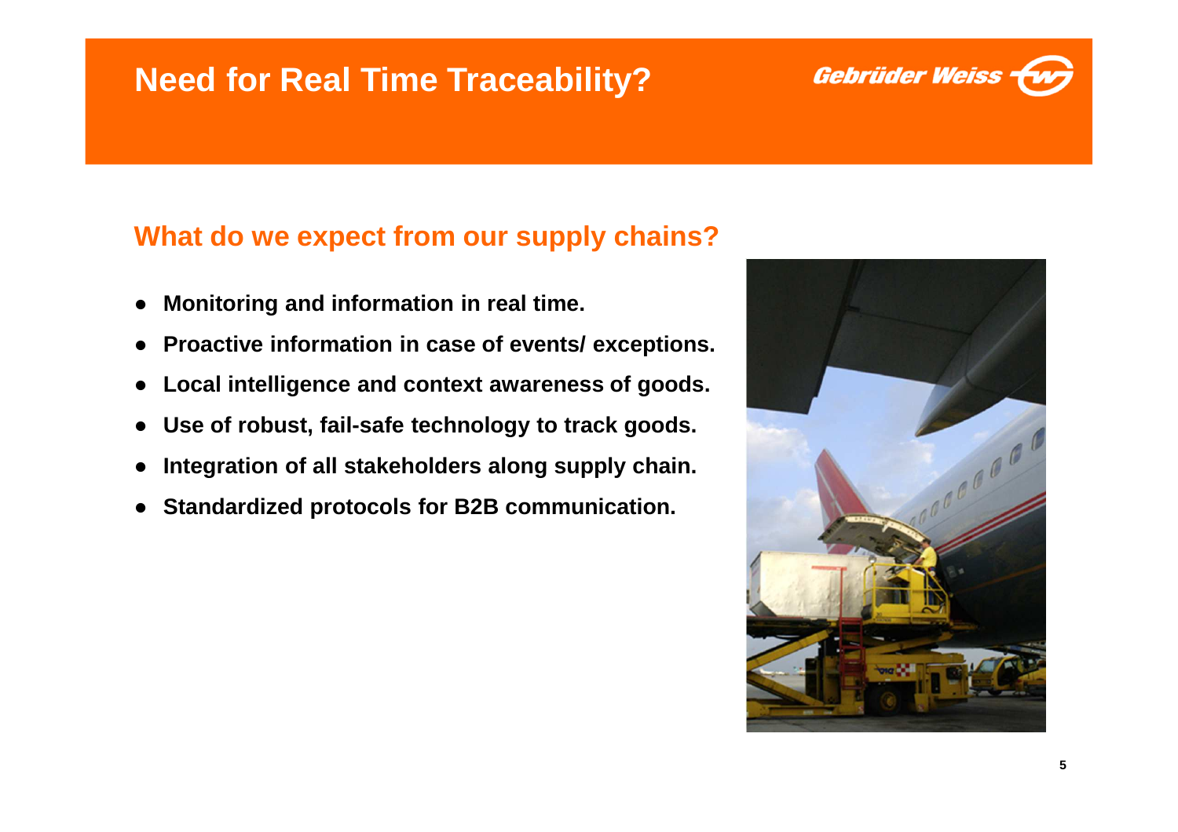# Need for Real Time Traceability?

## What do we expect from our supply chains?

- **Monitoring and information in real time.**
- **Proactive information in case of events/ exceptions.**
- **Local intelligence and context awareness of goods.**
- **Use of robust, fail-safe technology to track goods.**
- **Integration of all stakeholders along supply chain.**
- **Standardized protocols for B2B communication.**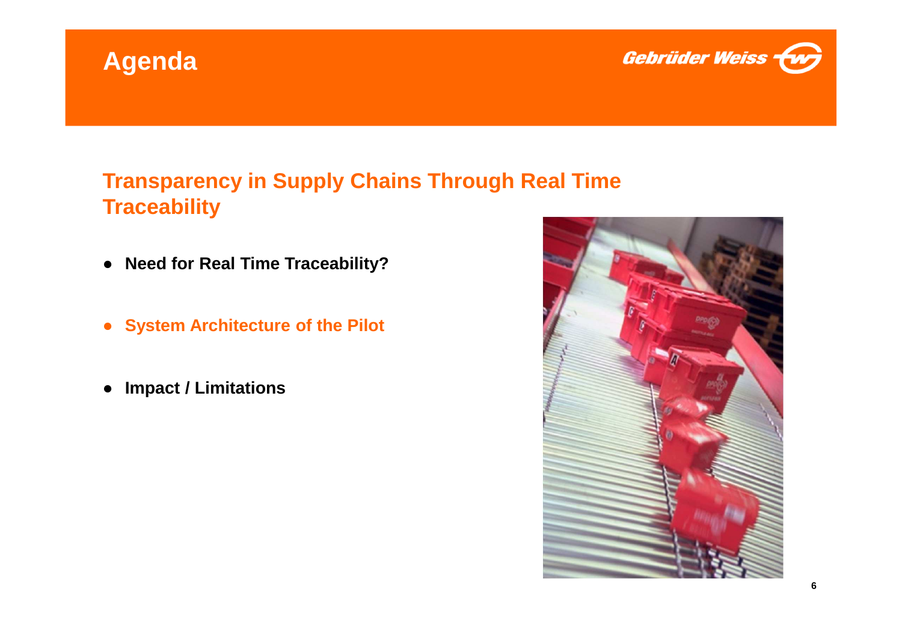# Agenda

## Transparency in Supply Chains Through Real Time Traceability

- **Need for Real Time Traceability?**
- **System Architecture of the Pilot**
- **Impact / Limitations**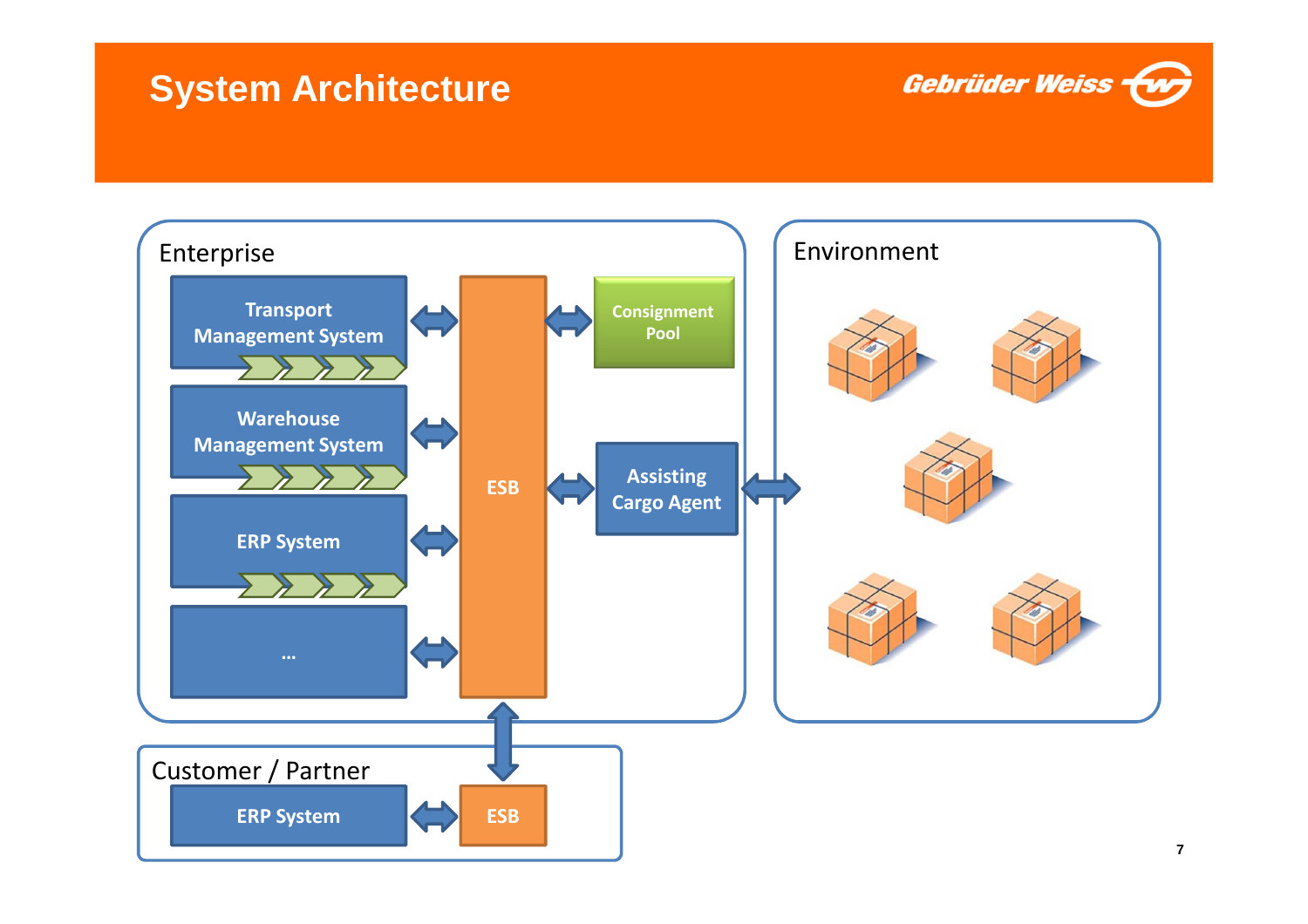# System Architecture

Gebrüder Weiss

Enterprise

Transport Management System

Warehouse Management System

ERP System

...

ESB

Consignment Pool

Assisting Cargo Agent

Environment

Customer / Partner

ERP System

ESB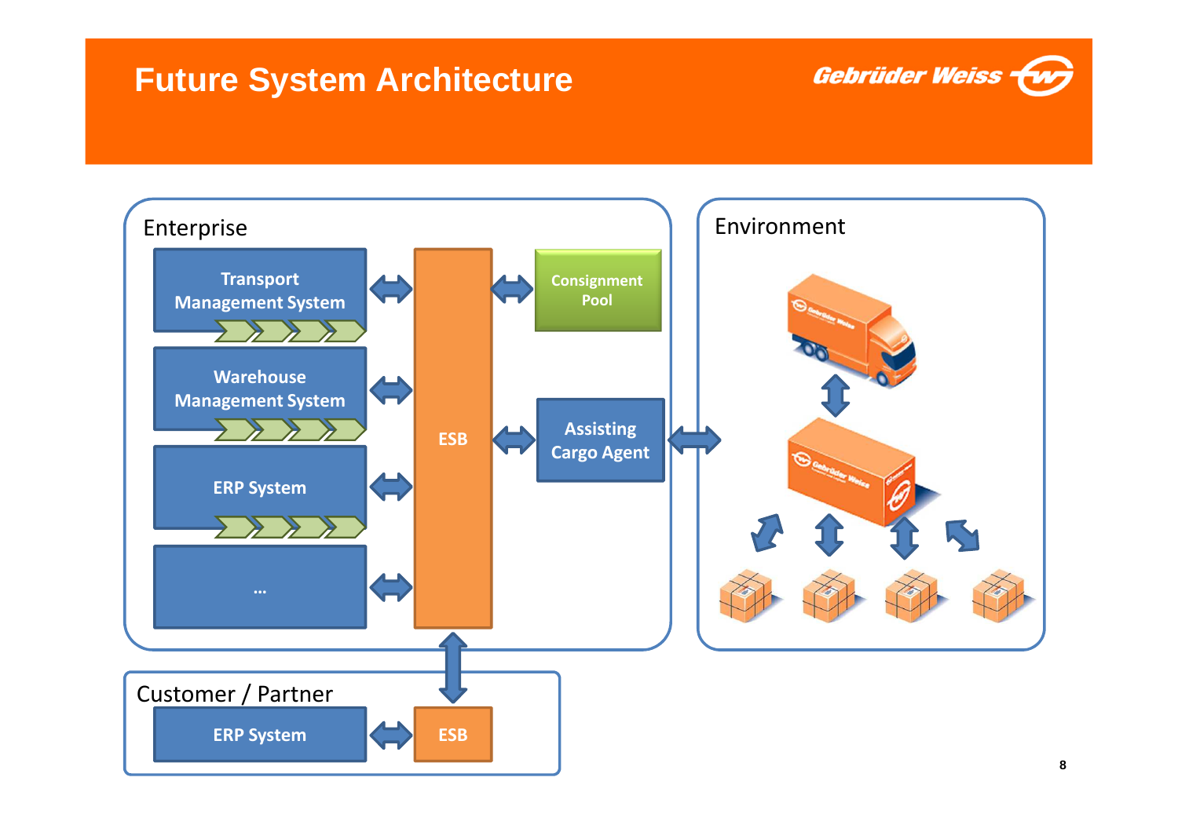# Future System Architecture

Enterprise

Transport Management System

Warehouse Management System

ERP System

...

ESB

Consignment Pool

Assisting Cargo Agent

Environment

Customer / Partner

ERP System

ESB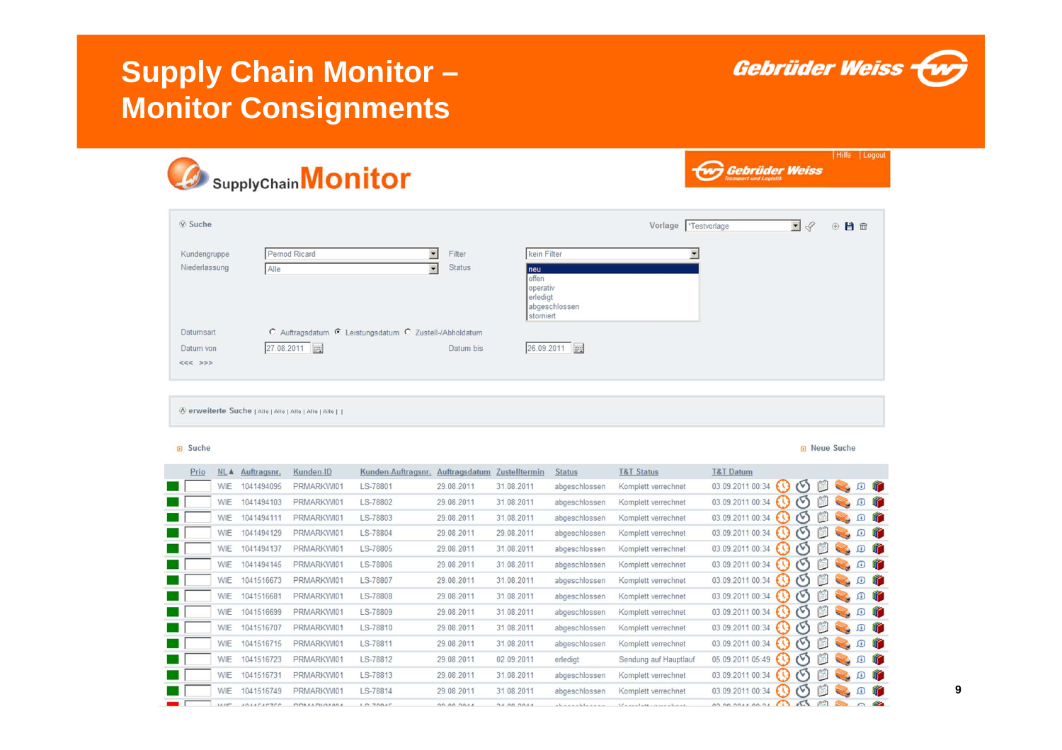# Supply Chain Monitor – Monitor Consignments

Gebrüder Weiss

SupplyChainMonitor

Hilfe | Logout

Gebrüder Weiss Transport und Logistik

Suche

Vorlage: *Testvorlage

Kundengruppe: Pernod Ricard

Niederlassung: Alle

Filter: kein Filter

Status:
- neu
- offen
- operativ
- erledigt
- abgeschlossen
- storniert

Datumsart: Auftragsdatum / Leistungsdatum / Zustell-/Abholdatum

Datum von: 27.08.2011

Datum bis: 26.09.2011

<<< >>>

erweiterte Suche | Alle | Alle | Alle | Alle | Alle | |

Suche

Neue Suche

| Prio | NL ▲ | Auftragsnr. | Kunden-ID | Kunden-Auftragsnr. | Auftragsdatum | Zustelltermin | Status | T&T Status | T&T Datum |
|---|---|---|---|---|---|---|---|---|---|
| | WIE | 1041494095 | PRMARKWI01 | LS-78801 | 29.08.2011 | 31.08.2011 | abgeschlossen | Komplett verrechnet | 03.09.2011 00:34 |
| | WIE | 1041494103 | PRMARKWI01 | LS-78802 | 29.08.2011 | 31.08.2011 | abgeschlossen | Komplett verrechnet | 03.09.2011 00:34 |
| | WIE | 1041494111 | PRMARKWI01 | LS-78803 | 29.08.2011 | 31.08.2011 | abgeschlossen | Komplett verrechnet | 03.09.2011 00:34 |
| | WIE | 1041494129 | PRMARKWI01 | LS-78804 | 29.08.2011 | 29.08.2011 | abgeschlossen | Komplett verrechnet | 03.09.2011 00:34 |
| | WIE | 1041494137 | PRMARKWI01 | LS-78805 | 29.08.2011 | 31.08.2011 | abgeschlossen | Komplett verrechnet | 03.09.2011 00:34 |
| | WIE | 1041494145 | PRMARKWI01 | LS-78806 | 29.08.2011 | 31.08.2011 | abgeschlossen | Komplett verrechnet | 03.09.2011 00:34 |
| | WIE | 1041516673 | PRMARKWI01 | LS-78807 | 29.08.2011 | 31.08.2011 | abgeschlossen | Komplett verrechnet | 03.09.2011 00:34 |
| | WIE | 1041516681 | PRMARKWI01 | LS-78808 | 29.08.2011 | 31.08.2011 | abgeschlossen | Komplett verrechnet | 03.09.2011 00:34 |
| | WIE | 1041516699 | PRMARKWI01 | LS-78809 | 29.08.2011 | 31.08.2011 | abgeschlossen | Komplett verrechnet | 03.09.2011 00:34 |
| | WIE | 1041516707 | PRMARKWI01 | LS-78810 | 29.08.2011 | 31.08.2011 | abgeschlossen | Komplett verrechnet | 03.09.2011 00:34 |
| | WIE | 1041516715 | PRMARKWI01 | LS-78811 | 29.08.2011 | 31.08.2011 | abgeschlossen | Komplett verrechnet | 03.09.2011 00:34 |
| | WIE | 1041516723 | PRMARKWI01 | LS-78812 | 29.08.2011 | 02.09.2011 | erledigt | Sendung auf Hauptlauf | 05.09.2011 05:49 |
| | WIE | 1041516731 | PRMARKWI01 | LS-78813 | 29.08.2011 | 31.08.2011 | abgeschlossen | Komplett verrechnet | 03.09.2011 00:34 |
| | WIE | 1041516749 | PRMARKWI01 | LS-78814 | 29.08.2011 | 31.08.2011 | abgeschlossen | Komplett verrechnet | 03.09.2011 00:34 |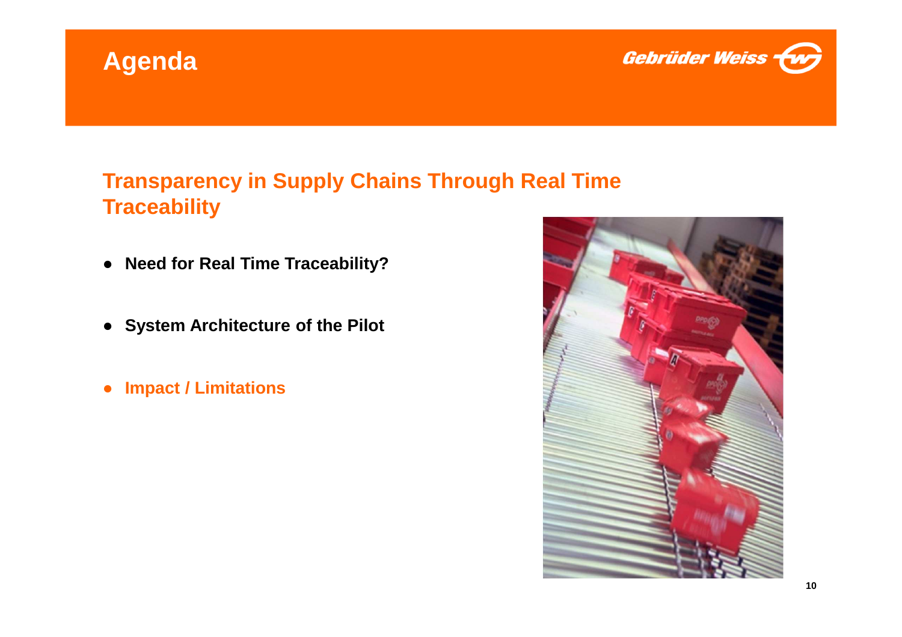# Agenda

Gebrüder Weiss

## Transparency in Supply Chains Through Real Time Traceability

- **Need for Real Time Traceability?**
- **System Architecture of the Pilot**
- **Impact / Limitations**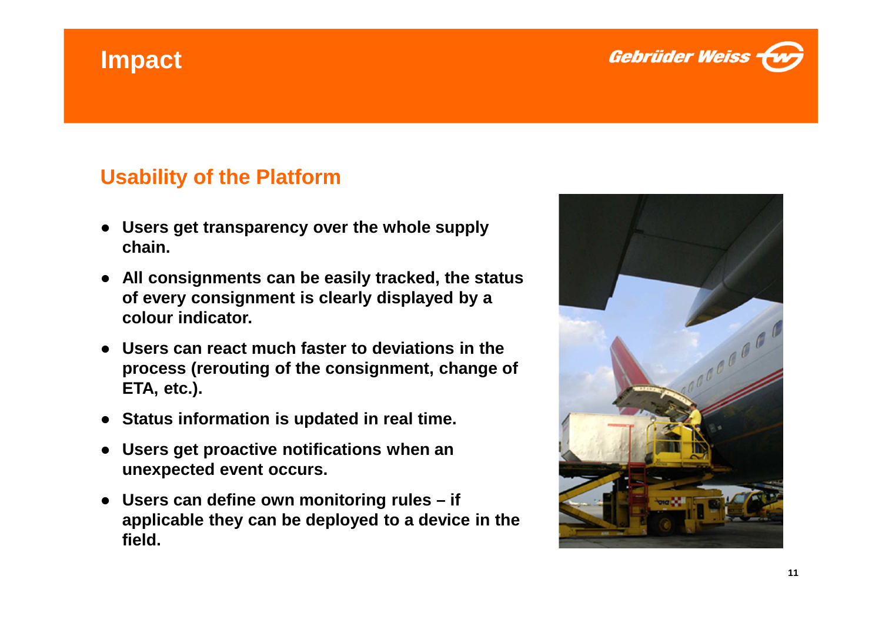# Impact

## Usability of the Platform

- **Users get transparency over the whole supply chain.**
- **All consignments can be easily tracked, the status of every consignment is clearly displayed by a colour indicator.**
- **Users can react much faster to deviations in the process (rerouting of the consignment, change of ETA, etc.).**
- **Status information is updated in real time.**
- **Users get proactive notifications when an unexpected event occurs.**
- **Users can define own monitoring rules – if applicable they can be deployed to a device in the field.**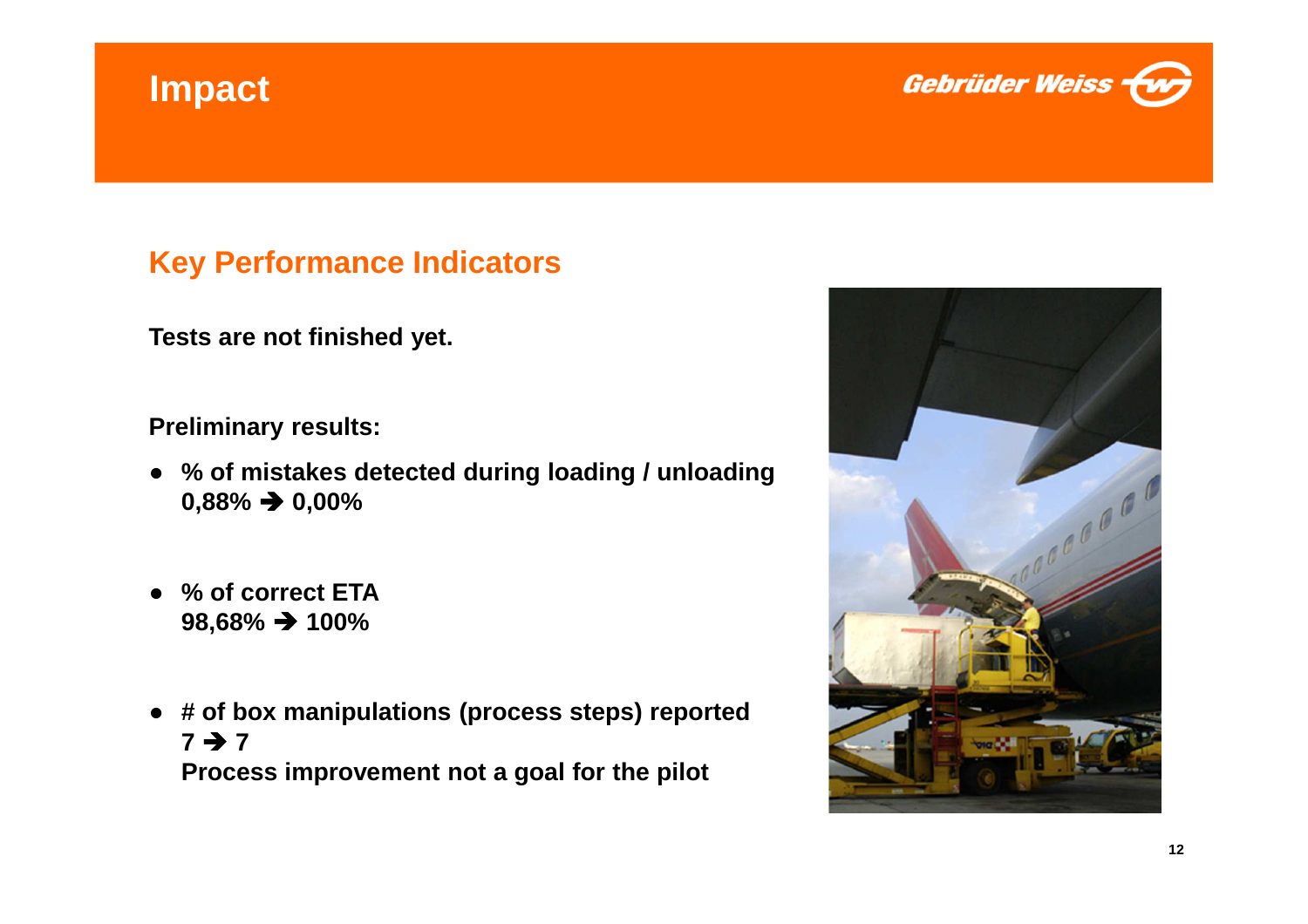# Impact

Gebrüder Weiss

## Key Performance Indicators

**Tests are not finished yet.**

**Preliminary results:**

- **% of mistakes detected during loading / unloading**
  **0,88% ➔ 0,00%**

- **% of correct ETA**
  **98,68% ➔ 100%**

- **# of box manipulations (process steps) reported**
  **7 ➔ 7**
  **Process improvement not a goal for the pilot**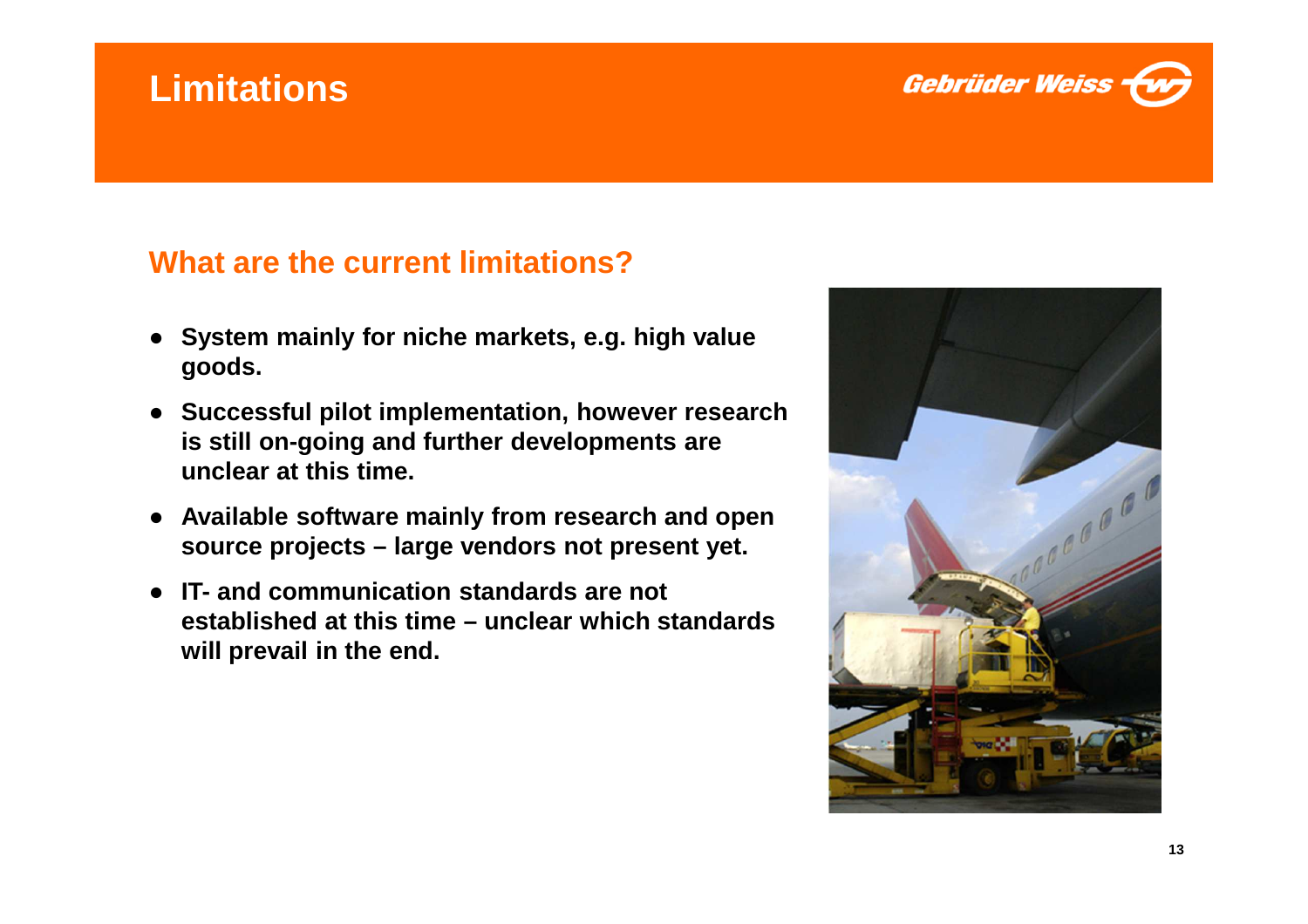# Limitations

## What are the current limitations?

- **System mainly for niche markets, e.g. high value goods.**
- **Successful pilot implementation, however research is still on-going and further developments are unclear at this time.**
- **Available software mainly from research and open source projects – large vendors not present yet.**
- **IT- and communication standards are not established at this time – unclear which standards will prevail in the end.**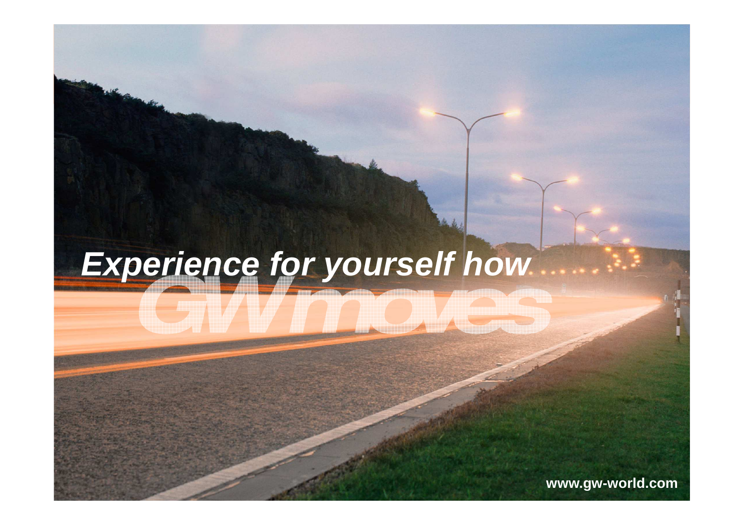*Experience for yourself how*

***GW moves***

www.gw-world.com